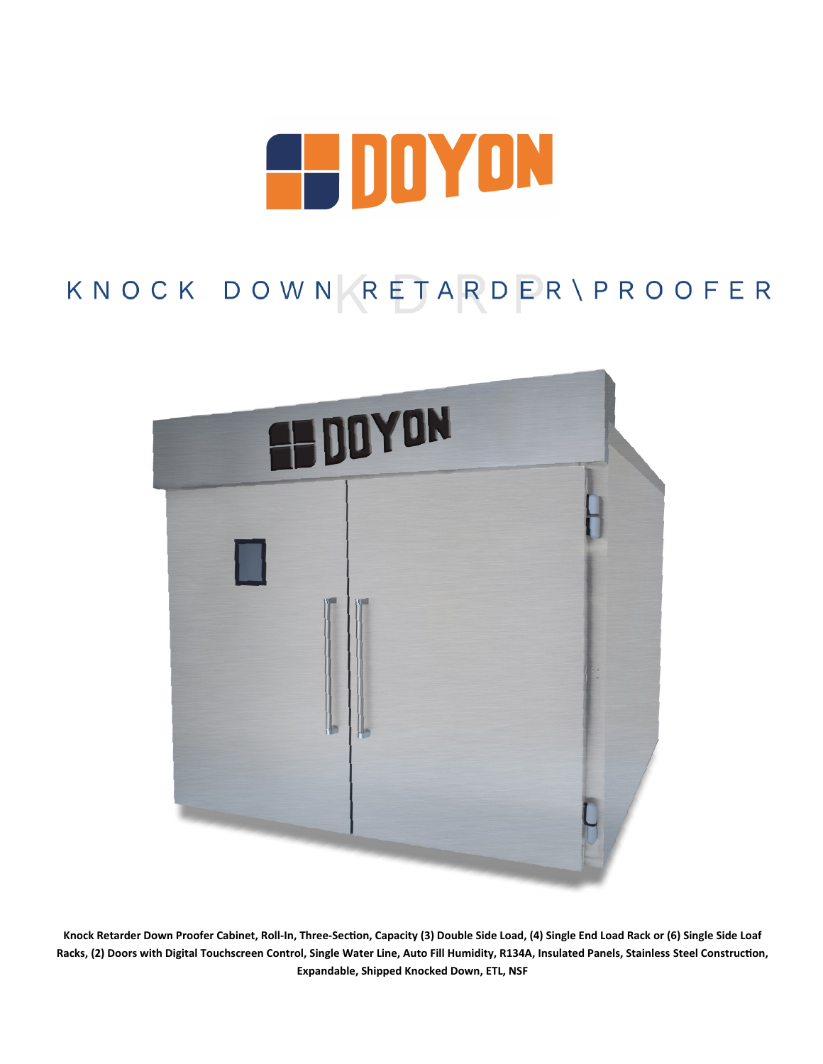# DOYON

## KNOCK DOWN RETARDER\PROOFER

**Knock Retarder Down Proofer Cabinet, Roll-In, Three-Section, Capacity (3) Double Side Load, (4) Single End Load Rack or (6) Single Side Loaf Racks, (2) Doors with Digital Touchscreen Control, Single Water Line, Auto Fill Humidity, R134A, Insulated Panels, Stainless Steel Construction, Expandable, Shipped Knocked Down, ETL, NSF**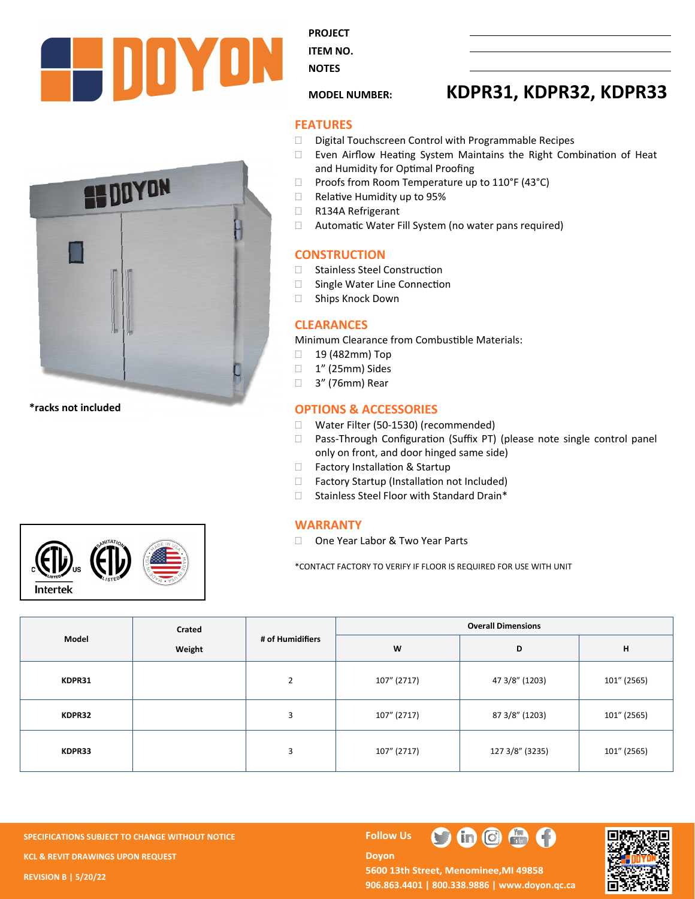PROJECT

ITEM NO.

NOTES

MODEL NUMBER: **KDPR31, KDPR32, KDPR33**

*racks not included

## FEATURES

- Digital Touchscreen Control with Programmable Recipes
- Even Airflow Heating System Maintains the Right Combination of Heat and Humidity for Optimal Proofing
- Proofs from Room Temperature up to 110°F (43°C)
- Relative Humidity up to 95%
- R134A Refrigerant
- Automatic Water Fill System (no water pans required)

## CONSTRUCTION

- Stainless Steel Construction
- Single Water Line Connection
- Ships Knock Down

## CLEARANCES

Minimum Clearance from Combustible Materials:

- 19 (482mm) Top
- 1" (25mm) Sides
- 3" (76mm) Rear

## OPTIONS & ACCESSORIES

- Water Filter (50-1530) (recommended)
- Pass-Through Configuration (Suffix PT) (please note single control panel only on front, and door hinged same side)
- Factory Installation & Startup
- Factory Startup (Installation not Included)
- Stainless Steel Floor with Standard Drain*

## WARRANTY

- One Year Labor & Two Year Parts

*CONTACT FACTORY TO VERIFY IF FLOOR IS REQUIRED FOR USE WITH UNIT

| Model | Crated Weight | # of Humidifiers | Overall Dimensions | | |
|---|---|---|---|---|---|
| | | | W | D | H |
| KDPR31 | | 2 | 107" (2717) | 47 3/8" (1203) | 101" (2565) |
| KDPR32 | | 3 | 107" (2717) | 87 3/8" (1203) | 101" (2565) |
| KDPR33 | | 3 | 107" (2717) | 127 3/8" (3235) | 101" (2565) |

SPECIFICATIONS SUBJECT TO CHANGE WITHOUT NOTICE

KCL & REVIT DRAWINGS UPON REQUEST

REVISION B | 5/20/22

Follow Us

Doyon
5600 13th Street, Menominee,MI 49858
906.863.4401 | 800.338.9886 | www.doyon.qc.ca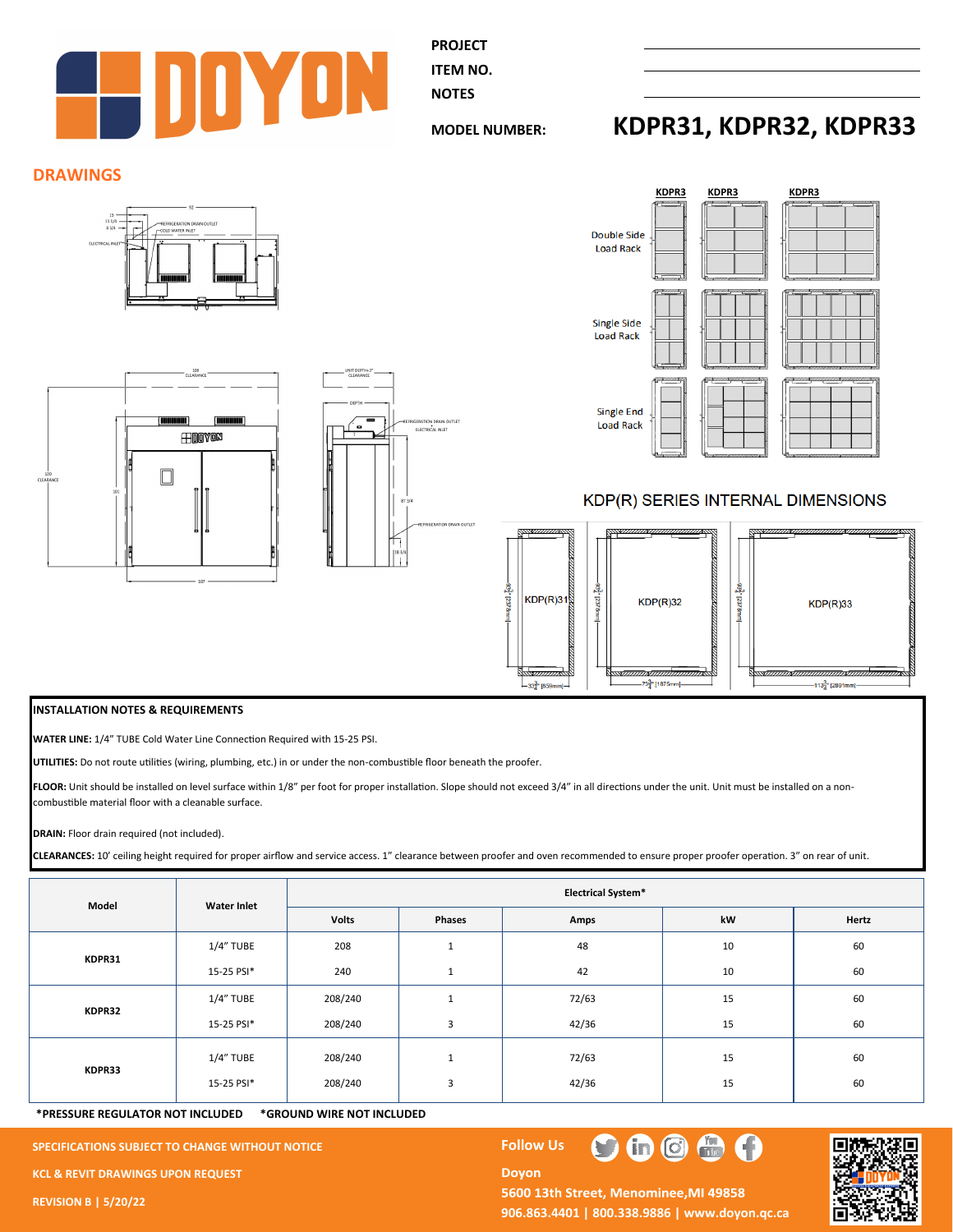PROJECT
ITEM NO.
NOTES

MODEL NUMBER: **KDPR31, KDPR32, KDPR33**

## DRAWINGS

KDPR3 KDPR3 KDPR3

Double Side Load Rack

Single Side Load Rack

Single End Load Rack

KDP(R) SERIES INTERNAL DIMENSIONS

KDP(R)31 KDP(R)32 KDP(R)33

### INSTALLATION NOTES & REQUIREMENTS

**WATER LINE:** 1/4" TUBE Cold Water Line Connection Required with 15-25 PSI.

**UTILITIES:** Do not route utilities (wiring, plumbing, etc.) in or under the non-combustible floor beneath the proofer.

**FLOOR:** Unit should be installed on level surface within 1/8" per foot for proper installation. Slope should not exceed 3/4" in all directions under the unit. Unit must be installed on a non-combustible material floor with a cleanable surface.

**DRAIN:** Floor drain required (not included).

**CLEARANCES:** 10' ceiling height required for proper airflow and service access. 1" clearance between proofer and oven recommended to ensure proper proofer operation. 3" on rear of unit.

| Model | Water Inlet | Electrical System* | | | | |
|---|---|---|---|---|---|---|
| | | Volts | Phases | Amps | kW | Hertz |
| KDPR31 | 1/4" TUBE | 208 | 1 | 48 | 10 | 60 |
| | 15-25 PSI* | 240 | 1 | 42 | 10 | 60 |
| KDPR32 | 1/4" TUBE | 208/240 | 1 | 72/63 | 15 | 60 |
| | 15-25 PSI* | 208/240 | 3 | 42/36 | 15 | 60 |
| KDPR33 | 1/4" TUBE | 208/240 | 1 | 72/63 | 15 | 60 |
| | 15-25 PSI* | 208/240 | 3 | 42/36 | 15 | 60 |

*PRESSURE REGULATOR NOT INCLUDED *GROUND WIRE NOT INCLUDED

SPECIFICATIONS SUBJECT TO CHANGE WITHOUT NOTICE

KCL & REVIT DRAWINGS UPON REQUEST

REVISION B | 5/20/22

Follow Us

Doyon
5600 13th Street, Menominee,MI 49858
906.863.4401 | 800.338.9886 | www.doyon.qc.ca